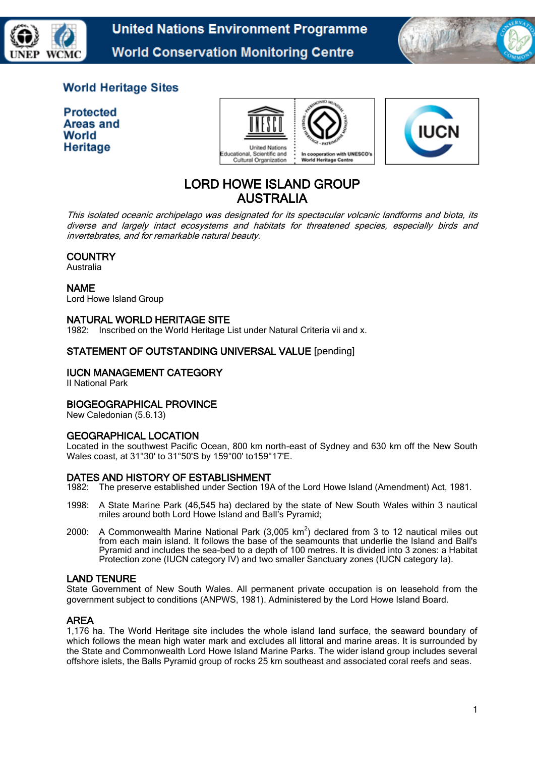# LORD HOWE ISLAND GROUP
# AUSTRALIA

*This isolated oceanic archipelago was designated for its spectacular volcanic landforms and biota, its diverse and largely intact ecosystems and habitats for threatened species, especially birds and invertebrates, and for remarkable natural beauty.*

## COUNTRY

Australia

## NAME

Lord Howe Island Group

## NATURAL WORLD HERITAGE SITE

1982: Inscribed on the World Heritage List under Natural Criteria vii and x.

## STATEMENT OF OUTSTANDING UNIVERSAL VALUE [pending]

## IUCN MANAGEMENT CATEGORY

II National Park

## BIOGEOGRAPHICAL PROVINCE

New Caledonian (5.6.13)

## GEOGRAPHICAL LOCATION

Located in the southwest Pacific Ocean, 800 km north-east of Sydney and 630 km off the New South Wales coast, at 31°30' to 31°50'S by 159°00' to159°17'E.

## DATES AND HISTORY OF ESTABLISHMENT

1982: The preserve established under Section 19A of the Lord Howe Island (Amendment) Act, 1981.

1998: A State Marine Park (46,545 ha) declared by the state of New South Wales within 3 nautical miles around both Lord Howe Island and Ball's Pyramid;

2000: A Commonwealth Marine National Park (3,005 $km^2$) declared from 3 to 12 nautical miles out from each main island. It follows the base of the seamounts that underlie the Island and Ball's Pyramid and includes the sea-bed to a depth of 100 metres. It is divided into 3 zones: a Habitat Protection zone (IUCN category IV) and two smaller Sanctuary zones (IUCN category Ia).

## LAND TENURE

State Government of New South Wales. All permanent private occupation is on leasehold from the government subject to conditions (ANPWS, 1981). Administered by the Lord Howe Island Board.

## AREA

1,176 ha. The World Heritage site includes the whole island land surface, the seaward boundary of which follows the mean high water mark and excludes all littoral and marine areas. It is surrounded by the State and Commonwealth Lord Howe Island Marine Parks. The wider island group includes several offshore islets, the Balls Pyramid group of rocks 25 km southeast and associated coral reefs and seas.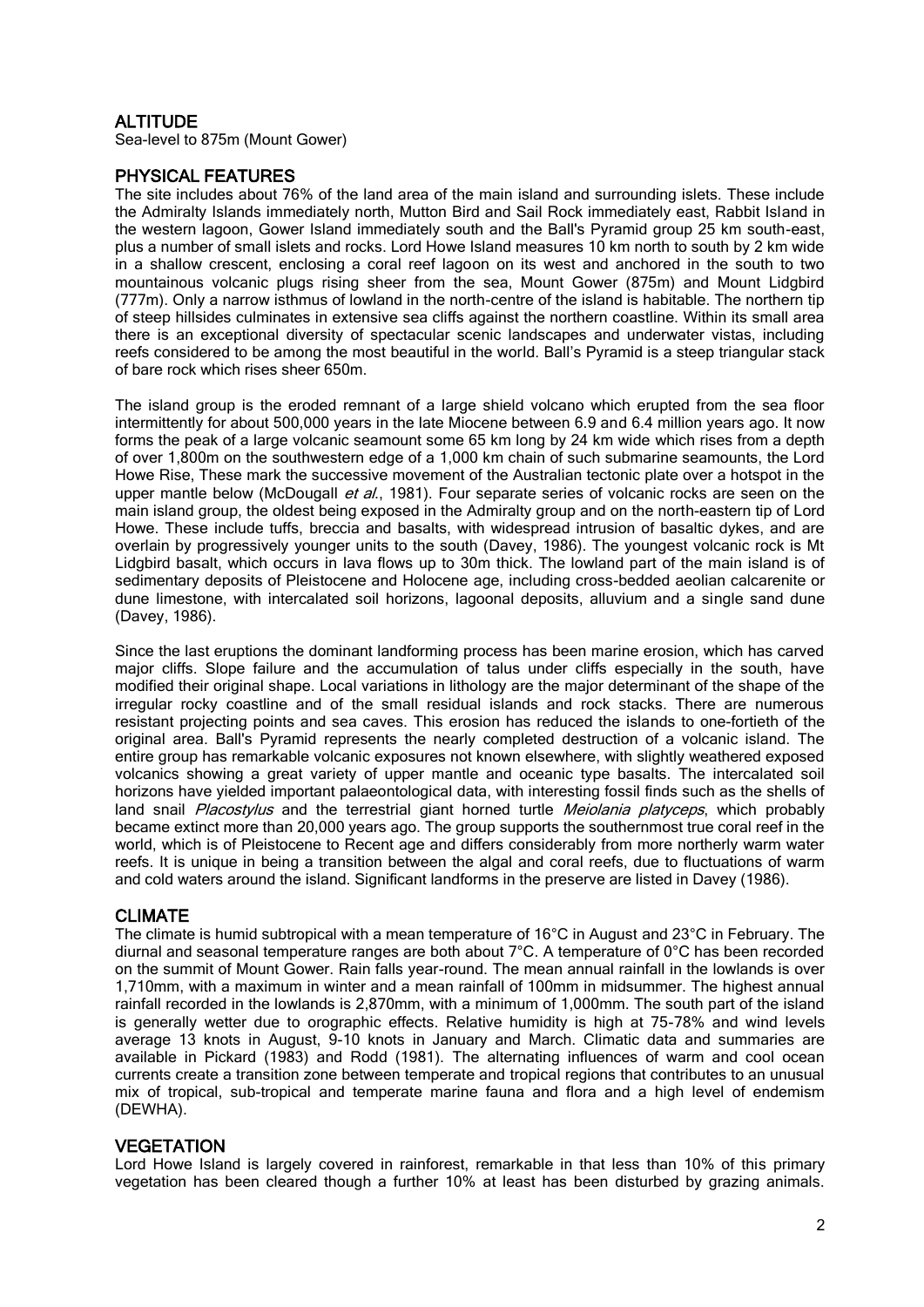## ALTITUDE

Sea-level to 875m (Mount Gower)

## PHYSICAL FEATURES

The site includes about 76% of the land area of the main island and surrounding islets. These include the Admiralty Islands immediately north, Mutton Bird and Sail Rock immediately east, Rabbit Island in the western lagoon, Gower Island immediately south and the Ball's Pyramid group 25 km south-east, plus a number of small islets and rocks. Lord Howe Island measures 10 km north to south by 2 km wide in a shallow crescent, enclosing a coral reef lagoon on its west and anchored in the south to two mountainous volcanic plugs rising sheer from the sea, Mount Gower (875m) and Mount Lidgbird (777m). Only a narrow isthmus of lowland in the north-centre of the island is habitable. The northern tip of steep hillsides culminates in extensive sea cliffs against the northern coastline. Within its small area there is an exceptional diversity of spectacular scenic landscapes and underwater vistas, including reefs considered to be among the most beautiful in the world. Ball's Pyramid is a steep triangular stack of bare rock which rises sheer 650m.

The island group is the eroded remnant of a large shield volcano which erupted from the sea floor intermittently for about 500,000 years in the late Miocene between 6.9 and 6.4 million years ago. It now forms the peak of a large volcanic seamount some 65 km long by 24 km wide which rises from a depth of over 1,800m on the southwestern edge of a 1,000 km chain of such submarine seamounts, the Lord Howe Rise, These mark the successive movement of the Australian tectonic plate over a hotspot in the upper mantle below (McDougall *et al.*, 1981). Four separate series of volcanic rocks are seen on the main island group, the oldest being exposed in the Admiralty group and on the north-eastern tip of Lord Howe. These include tuffs, breccia and basalts, with widespread intrusion of basaltic dykes, and are overlain by progressively younger units to the south (Davey, 1986). The youngest volcanic rock is Mt Lidgbird basalt, which occurs in lava flows up to 30m thick. The lowland part of the main island is of sedimentary deposits of Pleistocene and Holocene age, including cross-bedded aeolian calcarenite or dune limestone, with intercalated soil horizons, lagoonal deposits, alluvium and a single sand dune (Davey, 1986).

Since the last eruptions the dominant landforming process has been marine erosion, which has carved major cliffs. Slope failure and the accumulation of talus under cliffs especially in the south, have modified their original shape. Local variations in lithology are the major determinant of the shape of the irregular rocky coastline and of the small residual islands and rock stacks. There are numerous resistant projecting points and sea caves. This erosion has reduced the islands to one-fortieth of the original area. Ball's Pyramid represents the nearly completed destruction of a volcanic island. The entire group has remarkable volcanic exposures not known elsewhere, with slightly weathered exposed volcanics showing a great variety of upper mantle and oceanic type basalts. The intercalated soil horizons have yielded important palaeontological data, with interesting fossil finds such as the shells of land snail *Placostylus* and the terrestrial giant horned turtle *Meiolania platyceps*, which probably became extinct more than 20,000 years ago. The group supports the southernmost true coral reef in the world, which is of Pleistocene to Recent age and differs considerably from more northerly warm water reefs. It is unique in being a transition between the algal and coral reefs, due to fluctuations of warm and cold waters around the island. Significant landforms in the preserve are listed in Davey (1986).

## CLIMATE

The climate is humid subtropical with a mean temperature of 16°C in August and 23°C in February. The diurnal and seasonal temperature ranges are both about 7°C. A temperature of 0°C has been recorded on the summit of Mount Gower. Rain falls year-round. The mean annual rainfall in the lowlands is over 1,710mm, with a maximum in winter and a mean rainfall of 100mm in midsummer. The highest annual rainfall recorded in the lowlands is 2,870mm, with a minimum of 1,000mm. The south part of the island is generally wetter due to orographic effects. Relative humidity is high at 75-78% and wind levels average 13 knots in August, 9-10 knots in January and March. Climatic data and summaries are available in Pickard (1983) and Rodd (1981). The alternating influences of warm and cool ocean currents create a transition zone between temperate and tropical regions that contributes to an unusual mix of tropical, sub-tropical and temperate marine fauna and flora and a high level of endemism (DEWHA).

## VEGETATION

Lord Howe Island is largely covered in rainforest, remarkable in that less than 10% of this primary vegetation has been cleared though a further 10% at least has been disturbed by grazing animals.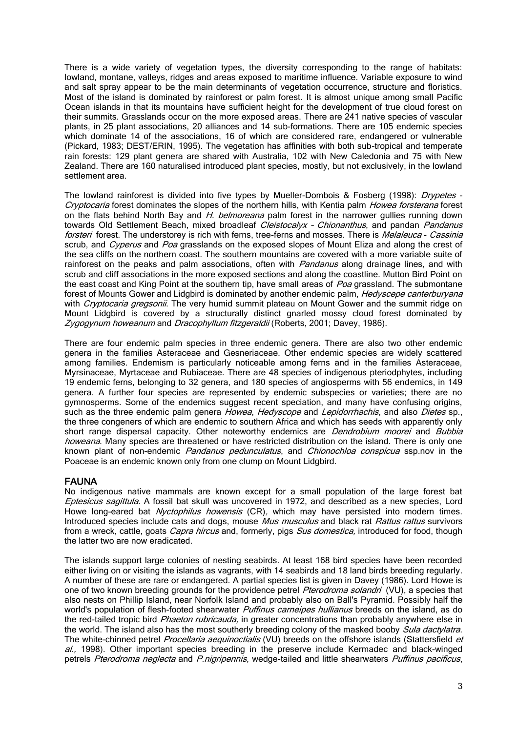There is a wide variety of vegetation types, the diversity corresponding to the range of habitats: lowland, montane, valleys, ridges and areas exposed to maritime influence. Variable exposure to wind and salt spray appear to be the main determinants of vegetation occurrence, structure and floristics. Most of the island is dominated by rainforest or palm forest. It is almost unique among small Pacific Ocean islands in that its mountains have sufficient height for the development of true cloud forest on their summits. Grasslands occur on the more exposed areas. There are 241 native species of vascular plants, in 25 plant associations, 20 alliances and 14 sub-formations. There are 105 endemic species which dominate 14 of the associations, 16 of which are considered rare, endangered or vulnerable (Pickard, 1983; DEST/ERIN, 1995). The vegetation has affinities with both sub-tropical and temperate rain forests: 129 plant genera are shared with Australia, 102 with New Caledonia and 75 with New Zealand. There are 160 naturalised introduced plant species, mostly, but not exclusively, in the lowland settlement area.

The lowland rainforest is divided into five types by Mueller-Dombois & Fosberg (1998): *Drypetes* - *Cryptocaria* forest dominates the slopes of the northern hills, with Kentia palm *Howea forsterana* forest on the flats behind North Bay and *H. belmoreana* palm forest in the narrower gullies running down towards Old Settlement Beach, mixed broadleaf *Cleistocalyx* – *Chionanthus*, and pandan *Pandanus forsteri* forest. The understorey is rich with ferns, tree-ferns and mosses. There is *Melaleuca* - *Cassinia* scrub, and *Cyperus* and *Poa* grasslands on the exposed slopes of Mount Eliza and along the crest of the sea cliffs on the northern coast. The southern mountains are covered with a more variable suite of rainforest on the peaks and palm associations, often with *Pandanus* along drainage lines, and with scrub and cliff associations in the more exposed sections and along the coastline. Mutton Bird Point on the east coast and King Point at the southern tip, have small areas of *Poa* grassland. The submontane forest of Mounts Gower and Lidgbird is dominated by another endemic palm, *Hedyscepe canterburyana* with *Cryptocaria gregsonii*. The very humid summit plateau on Mount Gower and the summit ridge on Mount Lidgbird is covered by a structurally distinct gnarled mossy cloud forest dominated by *Zygogynum howeanum* and *Dracophyllum fitzgeraldii* (Roberts, 2001; Davey, 1986).

There are four endemic palm species in three endemic genera. There are also two other endemic genera in the families Asteraceae and Gesneriaceae. Other endemic species are widely scattered among families. Endemism is particularly noticeable among ferns and in the families Asteraceae, Myrsinaceae, Myrtaceae and Rubiaceae. There are 48 species of indigenous pteriodphytes, including 19 endemic ferns, belonging to 32 genera, and 180 species of angiosperms with 56 endemics, in 149 genera. A further four species are represented by endemic subspecies or varieties; there are no gymnosperms. Some of the endemics suggest recent speciation, and many have confusing origins, such as the three endemic palm genera *Howea*, *Hedyscope* and *Lepidorrhachis*, and also *Dietes* sp., the three congeners of which are endemic to southern Africa and which has seeds with apparently only short range dispersal capacity. Other noteworthy endemics are *Dendrobium moorei* and *Bubbia howeana*. Many species are threatened or have restricted distribution on the island. There is only one known plant of non-endemic *Pandanus pedunculatus*, and *Chionochloa conspicua* ssp.nov in the Poaceae is an endemic known only from one clump on Mount Lidgbird.

## FAUNA

No indigenous native mammals are known except for a small population of the large forest bat *Eptesicus sagittula*. A fossil bat skull was uncovered in 1972, and described as a new species, Lord Howe long-eared bat *Nyctophilus howensis* (CR), which may have persisted into modern times. Introduced species include cats and dogs, mouse *Mus musculus* and black rat *Rattus rattus* survivors from a wreck, cattle, goats *Capra hircus* and, formerly, pigs *Sus domestica,* introduced for food, though the latter two are now eradicated.

The islands support large colonies of nesting seabirds. At least 168 bird species have been recorded either living on or visiting the islands as vagrants, with 14 seabirds and 18 land birds breeding regularly. A number of these are rare or endangered. A partial species list is given in Davey (1986). Lord Howe is one of two known breeding grounds for the providence petrel *Pterodroma solandri* (VU), a species that also nests on Phillip Island, near Norfolk Island and probably also on Ball's Pyramid. Possibly half the world's population of flesh-footed shearwater *Puffinus carneipes hullianus* breeds on the island, as do the red-tailed tropic bird *Phaeton rubricauda,* in greater concentrations than probably anywhere else in the world. The island also has the most southerly breeding colony of the masked booby *Sula dactylatra*. The white-chinned petrel *Procellaria aequinoctialis* (VU) breeds on the offshore islands (Stattersfield *et al.,* 1998). Other important species breeding in the preserve include Kermadec and black-winged petrels *Pterodroma neglecta* and *P.nigripennis*, wedge-tailed and little shearwaters *Puffinus pacificus*,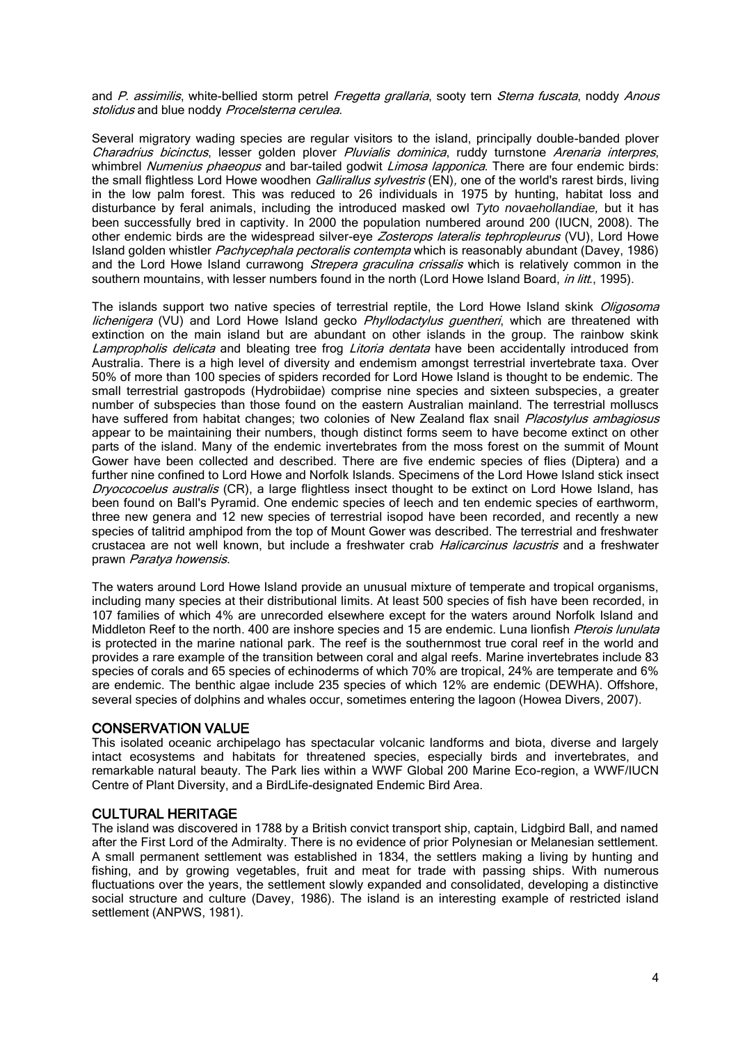and *P. assimilis*, white-bellied storm petrel *Fregetta grallaria*, sooty tern *Sterna fuscata*, noddy *Anous stolidus* and blue noddy *Procelsterna cerulea*.

Several migratory wading species are regular visitors to the island, principally double-banded plover *Charadrius bicinctus*, lesser golden plover *Pluvialis dominica*, ruddy turnstone *Arenaria interpres*, whimbrel *Numenius phaeopus* and bar-tailed godwit *Limosa lapponica*. There are four endemic birds: the small flightless Lord Howe woodhen *Gallirallus sylvestris* (EN), one of the world's rarest birds, living in the low palm forest. This was reduced to 26 individuals in 1975 by hunting, habitat loss and disturbance by feral animals, including the introduced masked owl *Tyto novaehollandiae,* but it has been successfully bred in captivity. In 2000 the population numbered around 200 (IUCN, 2008). The other endemic birds are the widespread silver-eye *Zosterops lateralis tephropleurus* (VU), Lord Howe Island golden whistler *Pachycephala pectoralis contempta* which is reasonably abundant (Davey, 1986) and the Lord Howe Island currawong *Strepera graculina crissalis* which is relatively common in the southern mountains, with lesser numbers found in the north (Lord Howe Island Board, *in litt.*, 1995).

The islands support two native species of terrestrial reptile, the Lord Howe Island skink *Oligosoma lichenigera* (VU) and Lord Howe Island gecko *Phyllodactylus guentheri*, which are threatened with extinction on the main island but are abundant on other islands in the group. The rainbow skink *Lampropholis delicata* and bleating tree frog *Litoria dentata* have been accidentally introduced from Australia. There is a high level of diversity and endemism amongst terrestrial invertebrate taxa. Over 50% of more than 100 species of spiders recorded for Lord Howe Island is thought to be endemic. The small terrestrial gastropods (Hydrobiidae) comprise nine species and sixteen subspecies, a greater number of subspecies than those found on the eastern Australian mainland. The terrestrial molluscs have suffered from habitat changes; two colonies of New Zealand flax snail *Placostylus ambagiosus* appear to be maintaining their numbers, though distinct forms seem to have become extinct on other parts of the island. Many of the endemic invertebrates from the moss forest on the summit of Mount Gower have been collected and described. There are five endemic species of flies (Diptera) and a further nine confined to Lord Howe and Norfolk Islands. Specimens of the Lord Howe Island stick insect *Dryococoelus australis* (CR), a large flightless insect thought to be extinct on Lord Howe Island, has been found on Ball's Pyramid. One endemic species of leech and ten endemic species of earthworm, three new genera and 12 new species of terrestrial isopod have been recorded, and recently a new species of talitrid amphipod from the top of Mount Gower was described. The terrestrial and freshwater crustacea are not well known, but include a freshwater crab *Halicarcinus lacustris* and a freshwater prawn *Paratya howensis*.

The waters around Lord Howe Island provide an unusual mixture of temperate and tropical organisms, including many species at their distributional limits. At least 500 species of fish have been recorded, in 107 families of which 4% are unrecorded elsewhere except for the waters around Norfolk Island and Middleton Reef to the north. 400 are inshore species and 15 are endemic. Luna lionfish *Pterois lunulata* is protected in the marine national park. The reef is the southernmost true coral reef in the world and provides a rare example of the transition between coral and algal reefs. Marine invertebrates include 83 species of corals and 65 species of echinoderms of which 70% are tropical, 24% are temperate and 6% are endemic. The benthic algae include 235 species of which 12% are endemic (DEWHA). Offshore, several species of dolphins and whales occur, sometimes entering the lagoon (Howea Divers, 2007).

## CONSERVATION VALUE

This isolated oceanic archipelago has spectacular volcanic landforms and biota, diverse and largely intact ecosystems and habitats for threatened species, especially birds and invertebrates, and remarkable natural beauty. The Park lies within a WWF Global 200 Marine Eco-region, a WWF/IUCN Centre of Plant Diversity, and a BirdLife-designated Endemic Bird Area.

## CULTURAL HERITAGE

The island was discovered in 1788 by a British convict transport ship, captain, Lidgbird Ball, and named after the First Lord of the Admiralty. There is no evidence of prior Polynesian or Melanesian settlement. A small permanent settlement was established in 1834, the settlers making a living by hunting and fishing, and by growing vegetables, fruit and meat for trade with passing ships. With numerous fluctuations over the years, the settlement slowly expanded and consolidated, developing a distinctive social structure and culture (Davey, 1986). The island is an interesting example of restricted island settlement (ANPWS, 1981).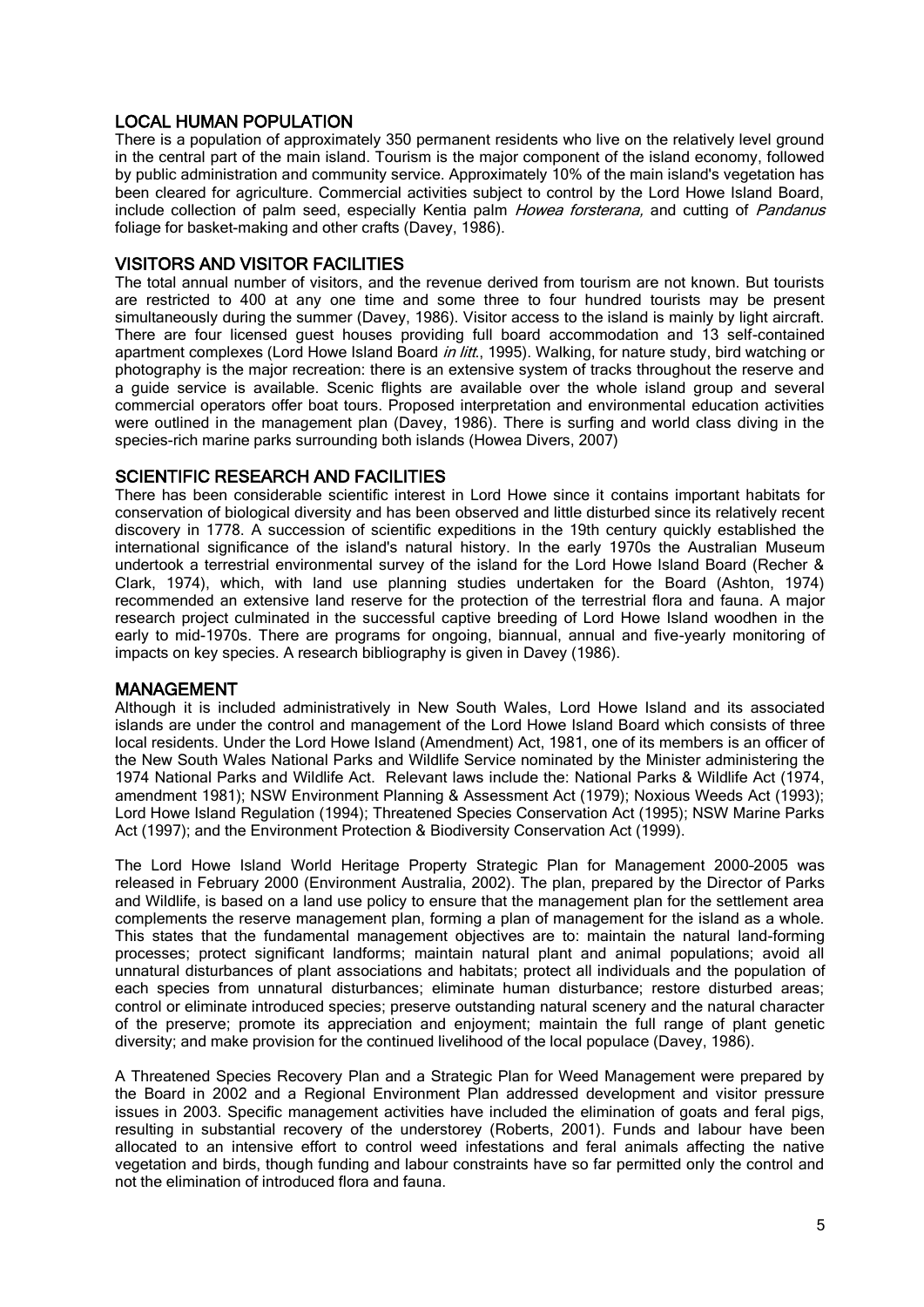## LOCAL HUMAN POPULATION

There is a population of approximately 350 permanent residents who live on the relatively level ground in the central part of the main island. Tourism is the major component of the island economy, followed by public administration and community service. Approximately 10% of the main island's vegetation has been cleared for agriculture. Commercial activities subject to control by the Lord Howe Island Board, include collection of palm seed, especially Kentia palm *Howea forsterana,* and cutting of *Pandanus* foliage for basket-making and other crafts (Davey, 1986).

## VISITORS AND VISITOR FACILITIES

The total annual number of visitors, and the revenue derived from tourism are not known. But tourists are restricted to 400 at any one time and some three to four hundred tourists may be present simultaneously during the summer (Davey, 1986). Visitor access to the island is mainly by light aircraft. There are four licensed guest houses providing full board accommodation and 13 self-contained apartment complexes (Lord Howe Island Board *in litt.*, 1995). Walking, for nature study, bird watching or photography is the major recreation: there is an extensive system of tracks throughout the reserve and a guide service is available. Scenic flights are available over the whole island group and several commercial operators offer boat tours. Proposed interpretation and environmental education activities were outlined in the management plan (Davey, 1986). There is surfing and world class diving in the species-rich marine parks surrounding both islands (Howea Divers, 2007)

## SCIENTIFIC RESEARCH AND FACILITIES

There has been considerable scientific interest in Lord Howe since it contains important habitats for conservation of biological diversity and has been observed and little disturbed since its relatively recent discovery in 1778. A succession of scientific expeditions in the 19th century quickly established the international significance of the island's natural history. In the early 1970s the Australian Museum undertook a terrestrial environmental survey of the island for the Lord Howe Island Board (Recher & Clark, 1974), which, with land use planning studies undertaken for the Board (Ashton, 1974) recommended an extensive land reserve for the protection of the terrestrial flora and fauna. A major research project culminated in the successful captive breeding of Lord Howe Island woodhen in the early to mid-1970s. There are programs for ongoing, biannual, annual and five-yearly monitoring of impacts on key species. A research bibliography is given in Davey (1986).

## MANAGEMENT

Although it is included administratively in New South Wales, Lord Howe Island and its associated islands are under the control and management of the Lord Howe Island Board which consists of three local residents. Under the Lord Howe Island (Amendment) Act, 1981, one of its members is an officer of the New South Wales National Parks and Wildlife Service nominated by the Minister administering the 1974 National Parks and Wildlife Act. Relevant laws include the: National Parks & Wildlife Act (1974, amendment 1981); NSW Environment Planning & Assessment Act (1979); Noxious Weeds Act (1993); Lord Howe Island Regulation (1994); Threatened Species Conservation Act (1995); NSW Marine Parks Act (1997); and the Environment Protection & Biodiversity Conservation Act (1999).

The Lord Howe Island World Heritage Property Strategic Plan for Management 2000-2005 was released in February 2000 (Environment Australia, 2002). The plan, prepared by the Director of Parks and Wildlife, is based on a land use policy to ensure that the management plan for the settlement area complements the reserve management plan, forming a plan of management for the island as a whole. This states that the fundamental management objectives are to: maintain the natural land-forming processes; protect significant landforms; maintain natural plant and animal populations; avoid all unnatural disturbances of plant associations and habitats; protect all individuals and the population of each species from unnatural disturbances; eliminate human disturbance; restore disturbed areas; control or eliminate introduced species; preserve outstanding natural scenery and the natural character of the preserve; promote its appreciation and enjoyment; maintain the full range of plant genetic diversity; and make provision for the continued livelihood of the local populace (Davey, 1986).

A Threatened Species Recovery Plan and a Strategic Plan for Weed Management were prepared by the Board in 2002 and a Regional Environment Plan addressed development and visitor pressure issues in 2003. Specific management activities have included the elimination of goats and feral pigs, resulting in substantial recovery of the understorey (Roberts, 2001). Funds and labour have been allocated to an intensive effort to control weed infestations and feral animals affecting the native vegetation and birds, though funding and labour constraints have so far permitted only the control and not the elimination of introduced flora and fauna.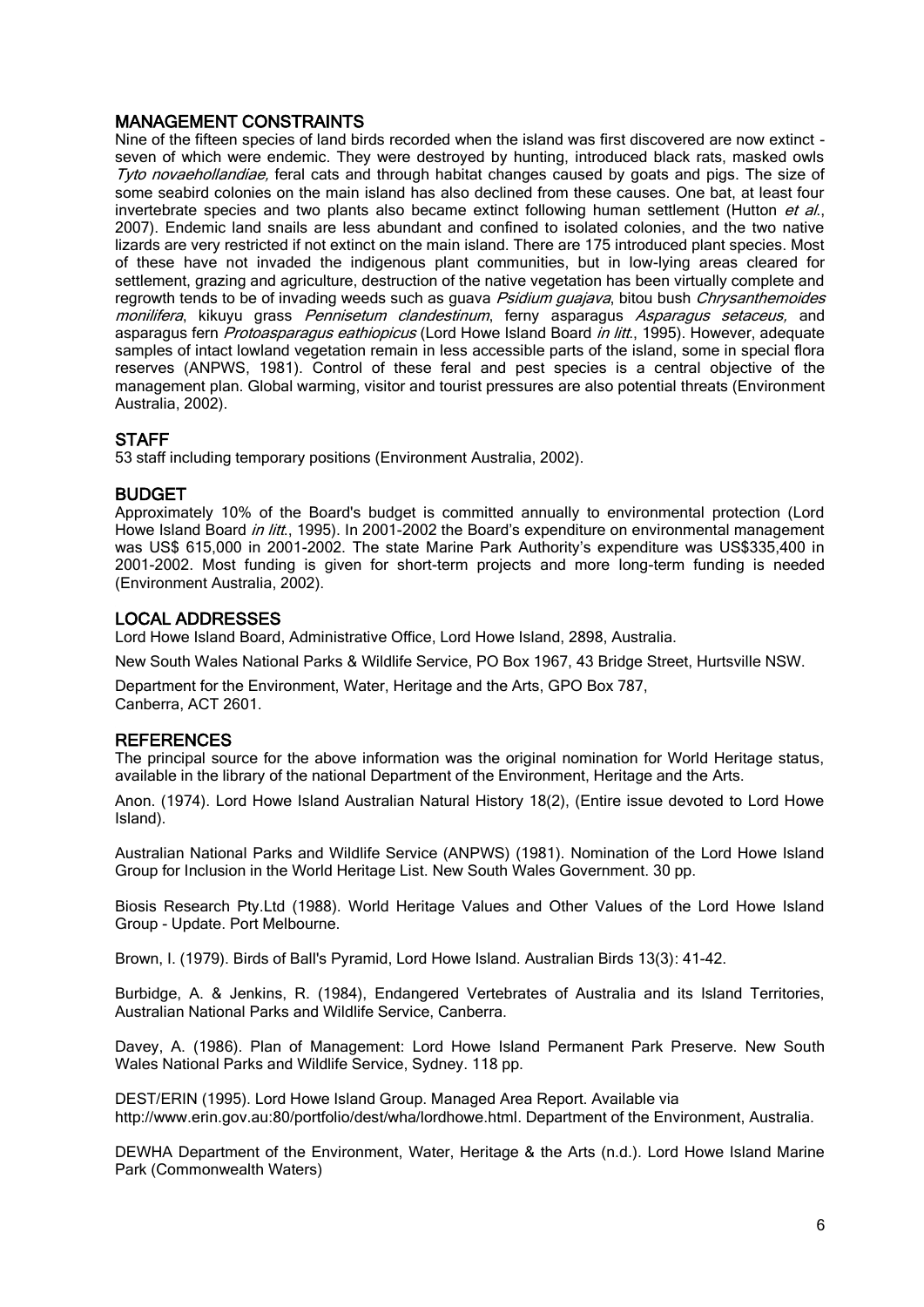## MANAGEMENT CONSTRAINTS

Nine of the fifteen species of land birds recorded when the island was first discovered are now extinct - seven of which were endemic. They were destroyed by hunting, introduced black rats, masked owls *Tyto novaehollandiae,* feral cats and through habitat changes caused by goats and pigs. The size of some seabird colonies on the main island has also declined from these causes. One bat, at least four invertebrate species and two plants also became extinct following human settlement (Hutton *et al.*, 2007). Endemic land snails are less abundant and confined to isolated colonies, and the two native lizards are very restricted if not extinct on the main island. There are 175 introduced plant species. Most of these have not invaded the indigenous plant communities, but in low-lying areas cleared for settlement, grazing and agriculture, destruction of the native vegetation has been virtually complete and regrowth tends to be of invading weeds such as guava *Psidium guajava*, bitou bush *Chrysanthemoides monilifera*, kikuyu grass *Pennisetum clandestinum*, ferny asparagus *Asparagus setaceus,* and asparagus fern *Protoasparagus eathiopicus* (Lord Howe Island Board *in litt*., 1995). However, adequate samples of intact lowland vegetation remain in less accessible parts of the island, some in special flora reserves (ANPWS, 1981). Control of these feral and pest species is a central objective of the management plan. Global warming, visitor and tourist pressures are also potential threats (Environment Australia, 2002).

## STAFF

53 staff including temporary positions (Environment Australia, 2002).

## BUDGET

Approximately 10% of the Board's budget is committed annually to environmental protection (Lord Howe Island Board *in litt*., 1995). In 2001-2002 the Board's expenditure on environmental management was US$ 615,000 in 2001-2002. The state Marine Park Authority's expenditure was US$335,400 in 2001-2002. Most funding is given for short-term projects and more long-term funding is needed (Environment Australia, 2002).

## LOCAL ADDRESSES

Lord Howe Island Board, Administrative Office, Lord Howe Island, 2898, Australia.

New South Wales National Parks & Wildlife Service, PO Box 1967, 43 Bridge Street, Hurtsville NSW.

Department for the Environment, Water, Heritage and the Arts, GPO Box 787,
Canberra, ACT 2601.

## REFERENCES

The principal source for the above information was the original nomination for World Heritage status, available in the library of the national Department of the Environment, Heritage and the Arts.

Anon. (1974). Lord Howe Island Australian Natural History 18(2), (Entire issue devoted to Lord Howe Island).

Australian National Parks and Wildlife Service (ANPWS) (1981). Nomination of the Lord Howe Island Group for Inclusion in the World Heritage List. New South Wales Government. 30 pp.

Biosis Research Pty.Ltd (1988). World Heritage Values and Other Values of the Lord Howe Island Group - Update. Port Melbourne.

Brown, I. (1979). Birds of Ball's Pyramid, Lord Howe Island. Australian Birds 13(3): 41-42.

Burbidge, A. & Jenkins, R. (1984), Endangered Vertebrates of Australia and its Island Territories, Australian National Parks and Wildlife Service, Canberra.

Davey, A. (1986). Plan of Management: Lord Howe Island Permanent Park Preserve. New South Wales National Parks and Wildlife Service, Sydney. 118 pp.

DEST/ERIN (1995). Lord Howe Island Group. Managed Area Report. Available via http://www.erin.gov.au:80/portfolio/dest/wha/lordhowe.html. Department of the Environment, Australia.

DEWHA Department of the Environment, Water, Heritage & the Arts (n.d.). Lord Howe Island Marine Park (Commonwealth Waters)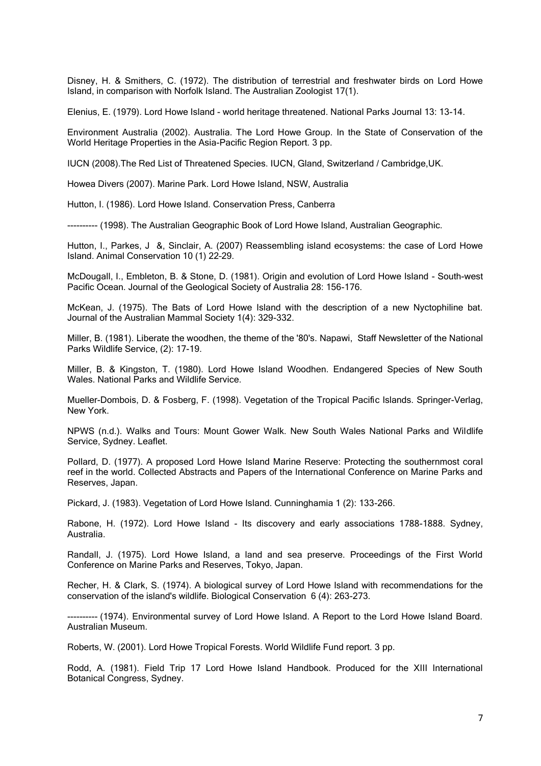Disney, H. & Smithers, C. (1972). The distribution of terrestrial and freshwater birds on Lord Howe Island, in comparison with Norfolk Island. The Australian Zoologist 17(1).

Elenius, E. (1979). Lord Howe Island - world heritage threatened. National Parks Journal 13: 13-14.

Environment Australia (2002). Australia. The Lord Howe Group. In the State of Conservation of the World Heritage Properties in the Asia-Pacific Region Report. 3 pp.

IUCN (2008).The Red List of Threatened Species. IUCN, Gland, Switzerland / Cambridge,UK.

Howea Divers (2007). Marine Park. Lord Howe Island, NSW, Australia

Hutton, I. (1986). Lord Howe Island. Conservation Press, Canberra

---------- (1998). The Australian Geographic Book of Lord Howe Island, Australian Geographic.

Hutton, I., Parkes, J &, Sinclair, A. (2007) Reassembling island ecosystems: the case of Lord Howe Island. Animal Conservation 10 (1) 22-29.

McDougall, I., Embleton, B. & Stone, D. (1981). Origin and evolution of Lord Howe Island - South-west Pacific Ocean. Journal of the Geological Society of Australia 28: 156-176.

McKean, J. (1975). The Bats of Lord Howe Island with the description of a new Nyctophiline bat. Journal of the Australian Mammal Society 1(4): 329-332.

Miller, B. (1981). Liberate the woodhen, the theme of the '80's. Napawi, Staff Newsletter of the National Parks Wildlife Service, (2): 17-19.

Miller, B. & Kingston, T. (1980). Lord Howe Island Woodhen. Endangered Species of New South Wales. National Parks and Wildlife Service.

Mueller-Dombois, D. & Fosberg, F. (1998). Vegetation of the Tropical Pacific Islands. Springer-Verlag, New York.

NPWS (n.d.). Walks and Tours: Mount Gower Walk. New South Wales National Parks and Wildlife Service, Sydney. Leaflet.

Pollard, D. (1977). A proposed Lord Howe Island Marine Reserve: Protecting the southernmost coral reef in the world. Collected Abstracts and Papers of the International Conference on Marine Parks and Reserves, Japan.

Pickard, J. (1983). Vegetation of Lord Howe Island. Cunninghamia 1 (2): 133-266.

Rabone, H. (1972). Lord Howe Island - Its discovery and early associations 1788-1888. Sydney, Australia.

Randall, J. (1975). Lord Howe Island, a land and sea preserve. Proceedings of the First World Conference on Marine Parks and Reserves, Tokyo, Japan.

Recher, H. & Clark, S. (1974). A biological survey of Lord Howe Island with recommendations for the conservation of the island's wildlife. Biological Conservation 6 (4): 263-273.

---------- (1974). Environmental survey of Lord Howe Island. A Report to the Lord Howe Island Board. Australian Museum.

Roberts, W. (2001). Lord Howe Tropical Forests. World Wildlife Fund report. 3 pp.

Rodd, A. (1981). Field Trip 17 Lord Howe Island Handbook. Produced for the XIII International Botanical Congress, Sydney.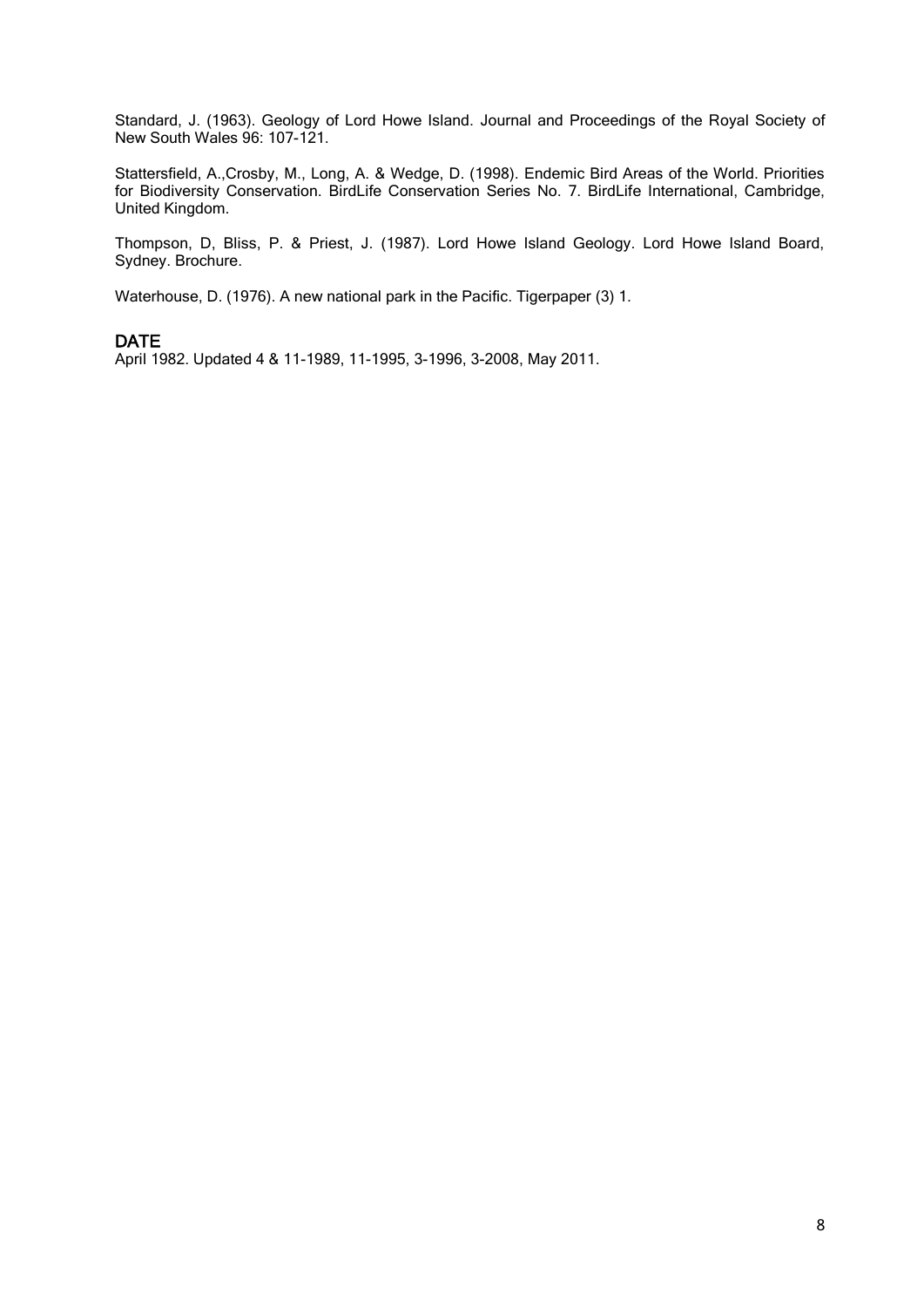Standard, J. (1963). Geology of Lord Howe Island. Journal and Proceedings of the Royal Society of New South Wales 96: 107-121.

Stattersfield, A.,Crosby, M., Long, A. & Wedge, D. (1998). Endemic Bird Areas of the World. Priorities for Biodiversity Conservation. BirdLife Conservation Series No. 7. BirdLife International, Cambridge, United Kingdom.

Thompson, D, Bliss, P. & Priest, J. (1987). Lord Howe Island Geology. Lord Howe Island Board, Sydney. Brochure.

Waterhouse, D. (1976). A new national park in the Pacific. Tigerpaper (3) 1.

## DATE

April 1982. Updated 4 & 11-1989, 11-1995, 3-1996, 3-2008, May 2011.